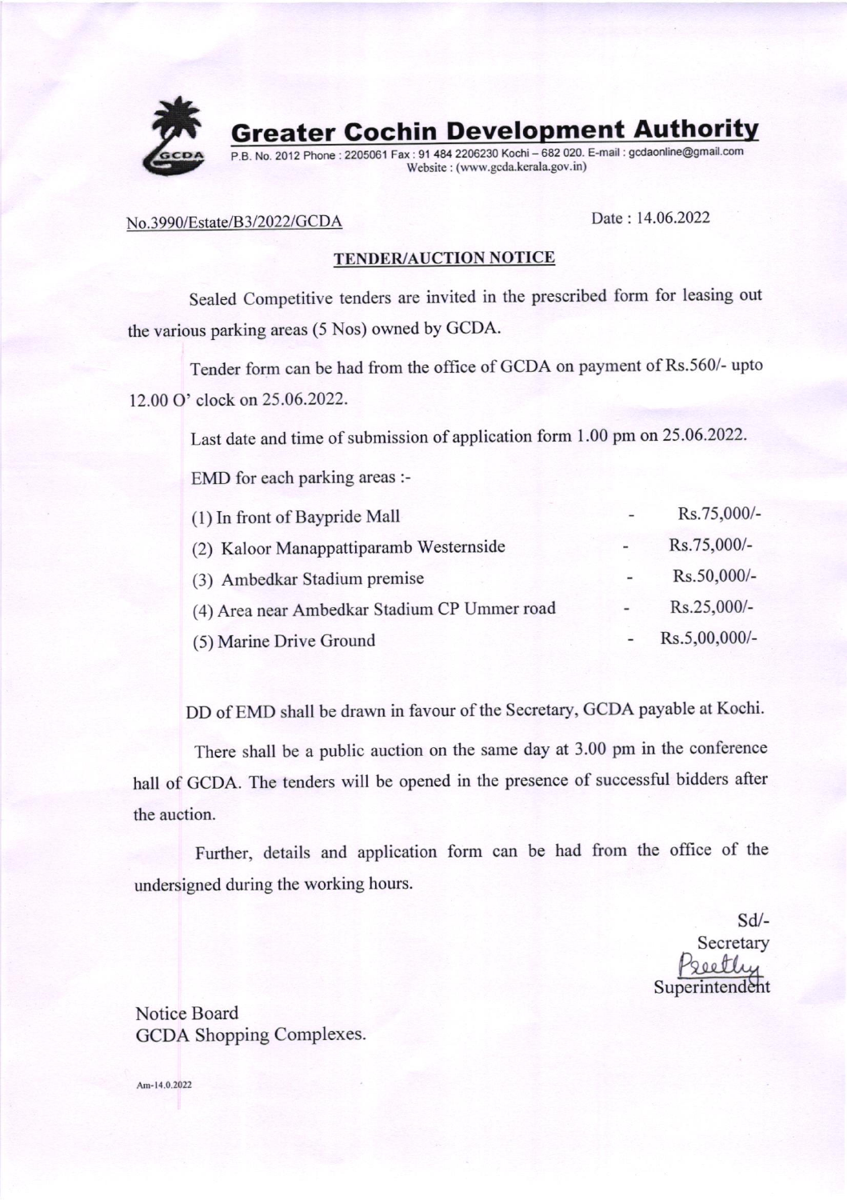# Greater Cochin Development Authority

P.B. No. 2012 Phone : 2205061 Fax : 91 484 2206230 Kochi – 682 020. E-mail : gcdaonline@gmail.com
Website : (www.gcda.kerala.gov.in)

No.3990/Estate/B3/2022/GCDA

Date : 14.06.2022

## TENDER/AUCTION NOTICE

Sealed Competitive tenders are invited in the prescribed form for leasing out the various parking areas (5 Nos) owned by GCDA.

Tender form can be had from the office of GCDA on payment of Rs.560/- upto 12.00 O' clock on 25.06.2022.

Last date and time of submission of application form 1.00 pm on 25.06.2022.

EMD for each parking areas :-

| | | |
|---|---|---|
| (1) In front of Baypride Mall | - | Rs.75,000/- |
| (2) Kaloor Manappattiparamb Westernside | - | Rs.75,000/- |
| (3) Ambedkar Stadium premise | - | Rs.50,000/- |
| (4) Area near Ambedkar Stadium CP Ummer road | - | Rs.25,000/- |
| (5) Marine Drive Ground | - | Rs.5,00,000/- |

DD of EMD shall be drawn in favour of the Secretary, GCDA payable at Kochi.

There shall be a public auction on the same day at 3.00 pm in the conference hall of GCDA. The tenders will be opened in the presence of successful bidders after the auction.

Further, details and application form can be had from the office of the undersigned during the working hours.

Sd/-
Secretary
Preethy
Superintendent

Notice Board
GCDA Shopping Complexes.

Am-14.0.2022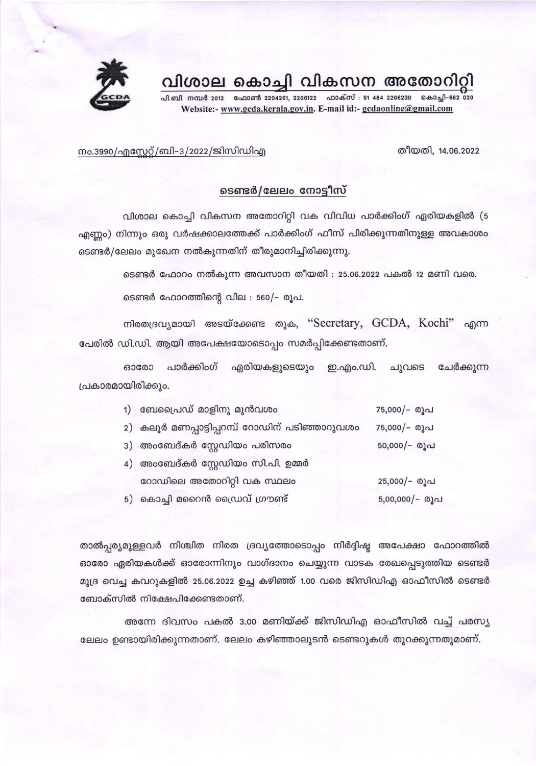# വിശാല കൊച്ചി വികസന അതോറിറ്റി

പി.ബി. നമ്പർ 2012 ഫോൺ 2204261, 2206122 ഫാക്സ് : 91 484 2206230 കൊച്ചി-682 020

Website:- www.gcda.kerala.gov.in. E-mail id:- gcdaonline@gmail.com

നം.3990/എസ്റ്റേറ്റ്/ബി-3/2022/ജിസിഡിഎ തീയതി, 14.06.2022

## ടെണ്ടർ/ലേലം നോട്ടീസ്

വിശാല കൊച്ചി വികസന അതോറിറ്റി വക വിവിധ പാർക്കിംഗ് ഏരിയകളിൽ (5 എണ്ണം) നിന്നും ഒരു വർഷക്കാലത്തേക്ക് പാർക്കിംഗ് ഫീസ് പിരിക്കുന്നതിനുള്ള അവകാശം ടെണ്ടർ/ലേലം മുഖേന നൽകുന്നതിന് തീരുമാനിച്ചിരിക്കുന്നു.

ടെണ്ടർ ഫോറം നൽകുന്ന അവസാന തീയതി : 25.06.2022 പകൽ 12 മണി വരെ.

ടെണ്ടർ ഫോറത്തിന്റെ വില : 560/- രൂപ.

നിരതദ്രവ്യമായി അടയ്ക്കേണ്ട തുക, "Secretary, GCDA, Kochi" എന്ന പേരിൽ ഡി.ഡി. ആയി അപേക്ഷയോടൊപ്പം സമർപ്പിക്കേണ്ടതാണ്.

ഓരോ പാർക്കിംഗ് ഏരിയകളുടെയും ഇ.എം.ഡി. ചുവടെ ചേർക്കുന്ന പ്രകാരമായിരിക്കും.

| | | |
|---|---|---|
| 1) | ബേപ്രൈഡ് മാളിനു മുൻവശം | 75,000/- രൂപ |
| 2) | കലൂർ മണപ്പാട്ടിപ്പറമ്പ് റോഡിന് പടിഞ്ഞാറുവശം | 75,000/- രൂപ |
| 3) | അംബേദ്കർ സ്റ്റേഡിയം പരിസരം | 50,000/- രൂപ |
| 4) | അംബേദ്കർ സ്റ്റേഡിയം സി.പി. ഉമ്മർ റോഡിലെ അതോറിറ്റി വക സ്ഥലം | 25,000/- രൂപ |
| 5) | കൊച്ചി മറൈൻ ഡ്രൈവ് ഗ്രൗണ്ട് | 5,00,000/- രൂപ |

താൽപ്പര്യമുള്ളവർ നിശ്ചിത നിരത ദ്രവ്യത്തോടൊപ്പം നിർദ്ദിഷ്ട അപേക്ഷാ ഫോറത്തിൽ ഓരോ ഏരിയകൾക്ക് ഓരോന്നിനും വാഗ്ദാനം ചെയ്യുന്ന വാടക രേഖപ്പെടുത്തിയ ടെണ്ടർ മുദ്ര വെച്ച കവറുകളിൽ 25.06.2022 ഉച്ച കഴിഞ്ഞ് 1.00 വരെ ജിസിഡിഎ ഓഫീസിൽ ടെണ്ടർ ബോക്സിൽ നിക്ഷേപിക്കേണ്ടതാണ്.

അന്നേ ദിവസം പകൽ 3.00 മണിയ്ക്ക് ജിസിഡിഎ ഓഫീസിൽ വച്ച് പരസ്യ ലേലം ഉണ്ടായിരിക്കുന്നതാണ്. ലേലം കഴിഞ്ഞാലുടൻ ടെണ്ടറുകൾ തുറക്കുന്നതുമാണ്.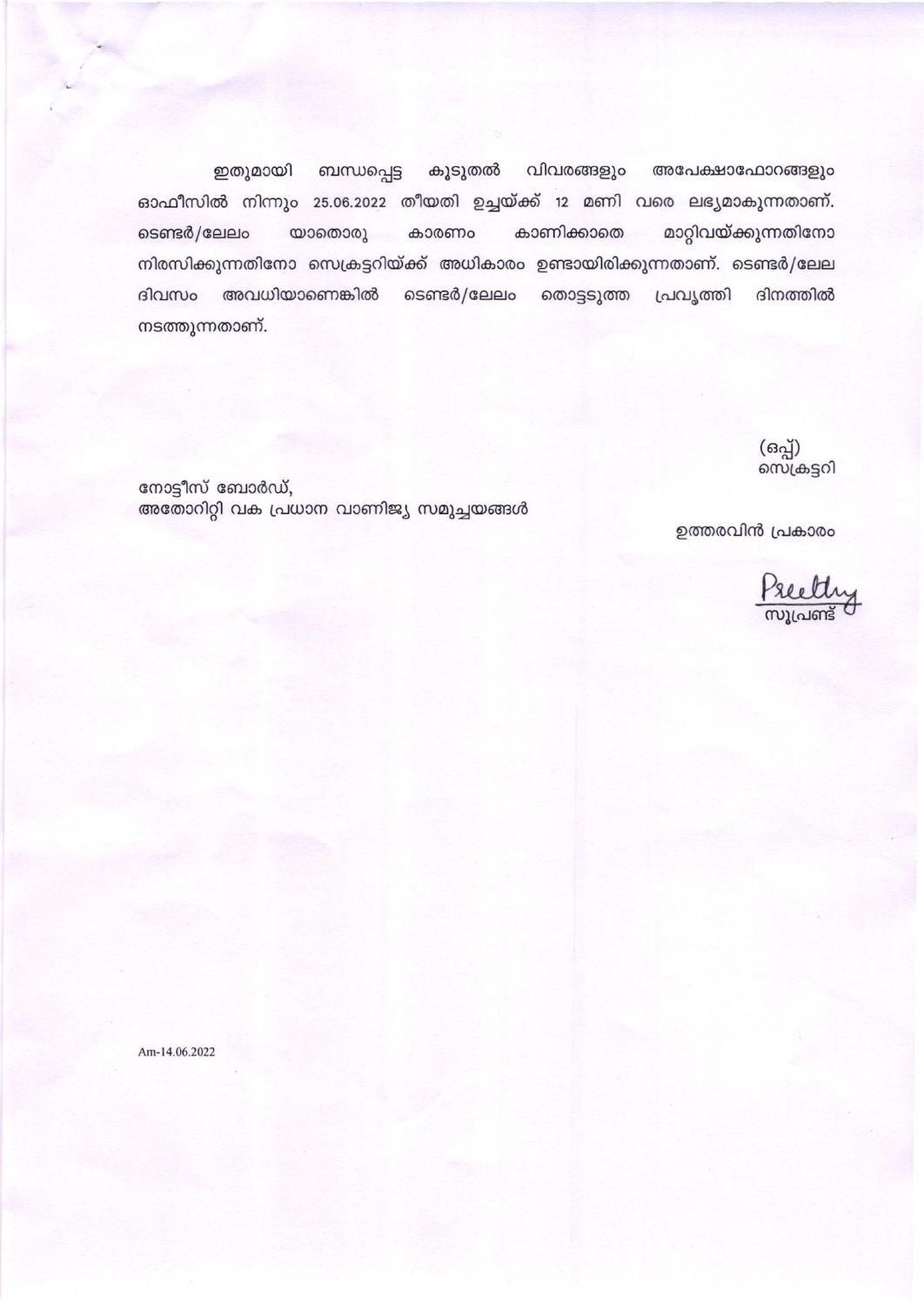ഇതുമായി ബന്ധപ്പെട്ട കൂടുതൽ വിവരങ്ങളും അപേക്ഷാഫോറങ്ങളും ഓഫീസിൽ നിന്നും 25.06.2022 തീയതി ഉച്ചയ്ക്ക് 12 മണി വരെ ലഭ്യമാകുന്നതാണ്. ടെണ്ടർ/ലേലം യാതൊരു കാരണം കാണിക്കാതെ മാറ്റിവയ്ക്കുന്നതിനോ നിരസിക്കുന്നതിനോ സെക്രട്ടറിയ്ക്ക് അധികാരം ഉണ്ടായിരിക്കുന്നതാണ്. ടെണ്ടർ/ലേല ദിവസം അവധിയാണെങ്കിൽ ടെണ്ടർ/ലേലം തൊട്ടടുത്ത പ്രവൃത്തി ദിനത്തിൽ നടത്തുന്നതാണ്.

(ഒപ്പ്)
സെക്രട്ടറി

നോട്ടീസ് ബോർഡ്,
അതോറിറ്റി വക പ്രധാന വാണിജ്യ സമുച്ചയങ്ങൾ

ഉത്തരവിൻ പ്രകാരം

Preethy
സൂപ്രണ്ട്

Am-14.06.2022